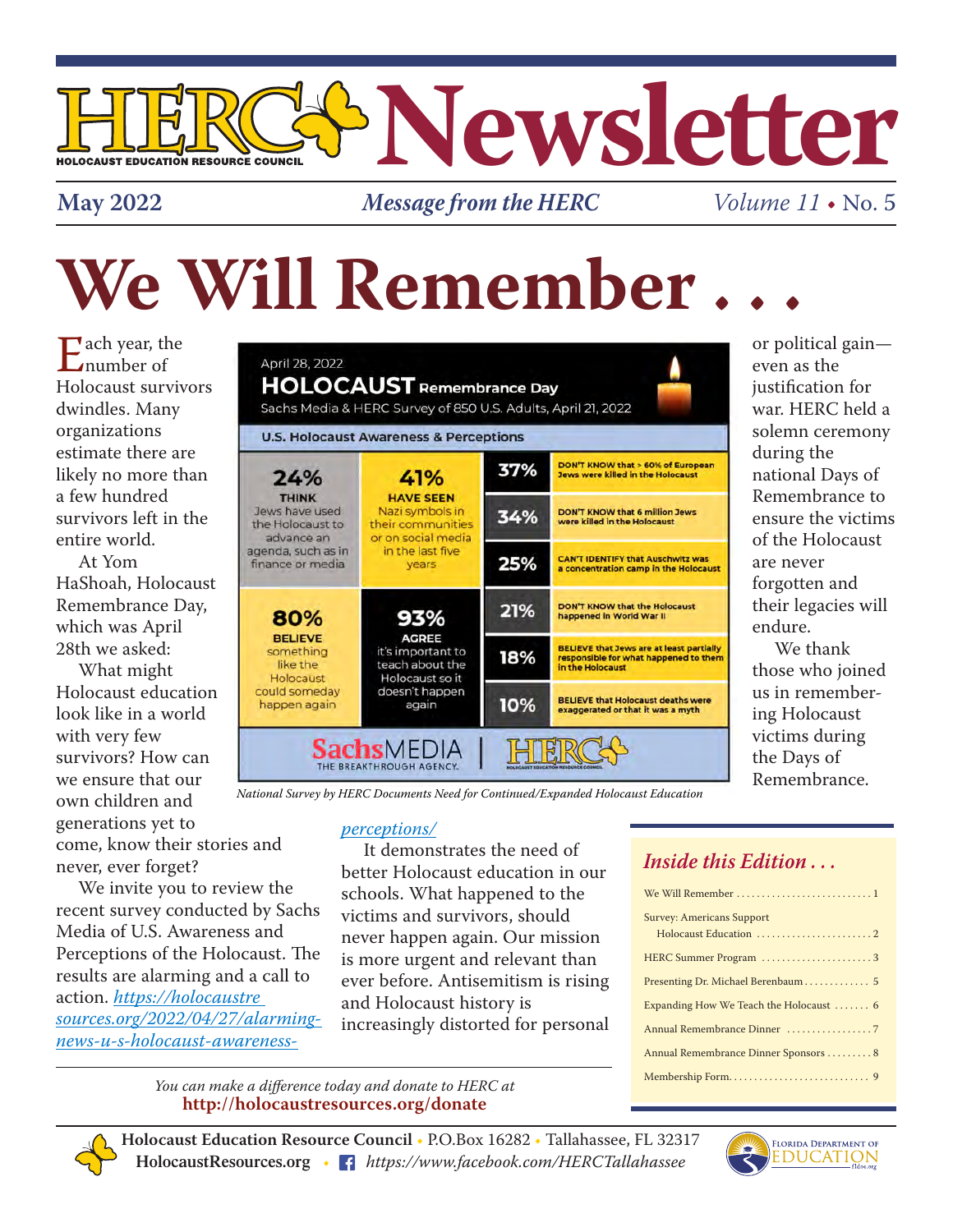# HERC Newsletter

HOLOCAUST EDUCATION RESOURCE COUNCIL

**May 2022** | *Message from the HERC* | *Volume 11* • No. 5

# We Will Remember . . .

Each year, the number of Holocaust survivors dwindles. Many organizations estimate there are likely no more than a few hundred survivors left in the entire world.

At Yom HaShoah, Holocaust Remembrance Day, which was April 28th we asked:

What might Holocaust education look like in a world with very few survivors? How can we ensure that our own children and generations yet to come, know their stories and never, ever forget?

We invite you to review the recent survey conducted by Sachs Media of U.S. Awareness and Perceptions of the Holocaust. The results are alarming and a call to action. *https://holocaustresources.org/2022/04/27/alarming-news-u-s-holocaust-awareness-perceptions/*

It demonstrates the need of better Holocaust education in our schools. What happened to the victims and survivors, should never happen again. Our mission is more urgent and relevant than ever before. Antisemitism is rising and Holocaust history is increasingly distorted for personal or political gain—even as the justification for war. HERC held a solemn ceremony during the national Days of Remembrance to ensure the victims of the Holocaust are never forgotten and their legacies will endure.

We thank those who joined us in remembering Holocaust victims during the Days of Remembrance.

April 28, 2022

**HOLOCAUST Remembrance Day**

Sachs Media & HERC Survey of 850 U.S. Adults, April 21, 2022

**U.S. Holocaust Awareness & Perceptions**

| | | | |
|---|---|---|---|
| **24% THINK** Jews have used the Holocaust to advance an agenda, such as in finance or media | **41% HAVE SEEN** Nazi symbols in their communities or on social media in the last five years | **37%** | **DON'T KNOW** that > 60% of European Jews were killed in the Holocaust |
| | | **34%** | **DON'T KNOW** that 6 million Jews were killed in the Holocaust |
| | | **25%** | **CAN'T IDENTIFY** that Auschwitz was a concentration camp in the Holocaust |
| **80% BELIEVE** something like the Holocaust could someday happen again | **93% AGREE** it's important to teach about the Holocaust so it doesn't happen again | **21%** | **DON'T KNOW** that the Holocaust happened in World War II |
| | | **18%** | **BELIEVE** that Jews are at least partially responsible for what happened to them in the Holocaust |
| | | **10%** | **BELIEVE** that Holocaust deaths were exaggerated or that it was a myth |

SachsMEDIA THE BREAKTHROUGH AGENCY. | HERC

*National Survey by HERC Documents Need for Continued/Expanded Holocaust Education*

## *Inside this Edition . . .*

- We Will Remember .......... 1
- Survey: Americans Support Holocaust Education .......... 2
- HERC Summer Program .......... 3
- Presenting Dr. Michael Berenbaum .......... 5
- Expanding How We Teach the Holocaust .......... 6
- Annual Remembrance Dinner .......... 7
- Annual Remembrance Dinner Sponsors .......... 8
- Membership Form .......... 9

*You can make a difference today and donate to HERC at*
**http://holocaustresources.org/donate**

**Holocaust Education Resource Council** • P.O.Box 16282 • Tallahassee, FL 32317
**HolocaustResources.org** • *https://www.facebook.com/HERCTallahassee*

FLORIDA DEPARTMENT OF EDUCATION fldoe.org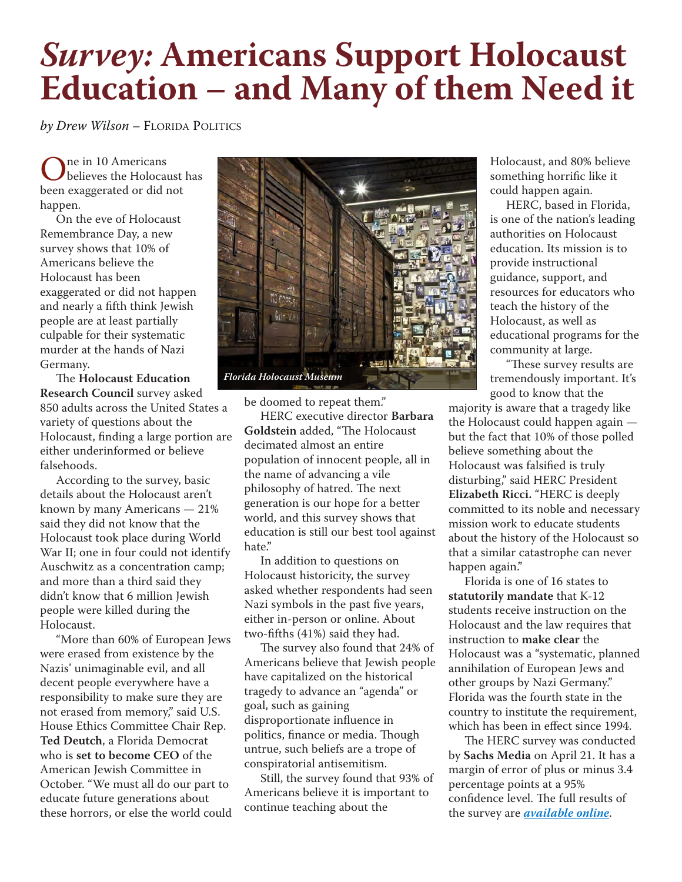# *Survey:* Americans Support Holocaust Education – and Many of them Need it

*by Drew Wilson* – Florida Politics

One in 10 Americans believes the Holocaust has been exaggerated or did not happen.

On the eve of Holocaust Remembrance Day, a new survey shows that 10% of Americans believe the Holocaust has been exaggerated or did not happen and nearly a fifth think Jewish people are at least partially culpable for their systematic murder at the hands of Nazi Germany.

The **Holocaust Education Research Council** survey asked 850 adults across the United States a variety of questions about the Holocaust, finding a large portion are either underinformed or believe falsehoods.

According to the survey, basic details about the Holocaust aren't known by many Americans — 21% said they did not know that the Holocaust took place during World War II; one in four could not identify Auschwitz as a concentration camp; and more than a third said they didn't know that 6 million Jewish people were killed during the Holocaust.

"More than 60% of European Jews were erased from existence by the Nazis' unimaginable evil, and all decent people everywhere have a responsibility to make sure they are not erased from memory," said U.S. House Ethics Committee Chair Rep. **Ted Deutch**, a Florida Democrat who is **set to become CEO** of the American Jewish Committee in October. "We must all do our part to educate future generations about these horrors, or else the world could be doomed to repeat them."

*Florida Holocaust Museum*

HERC executive director **Barbara Goldstein** added, "The Holocaust decimated almost an entire population of innocent people, all in the name of advancing a vile philosophy of hatred. The next generation is our hope for a better world, and this survey shows that education is still our best tool against hate."

In addition to questions on Holocaust historicity, the survey asked whether respondents had seen Nazi symbols in the past five years, either in-person or online. About two-fifths (41%) said they had.

The survey also found that 24% of Americans believe that Jewish people have capitalized on the historical tragedy to advance an "agenda" or goal, such as gaining disproportionate influence in politics, finance or media. Though untrue, such beliefs are a trope of conspiratorial antisemitism.

Still, the survey found that 93% of Americans believe it is important to continue teaching about the Holocaust, and 80% believe something horrific like it could happen again.

HERC, based in Florida, is one of the nation's leading authorities on Holocaust education. Its mission is to provide instructional guidance, support, and resources for educators who teach the history of the Holocaust, as well as educational programs for the community at large.

"These survey results are tremendously important. It's good to know that the majority is aware that a tragedy like the Holocaust could happen again — but the fact that 10% of those polled believe something about the Holocaust was falsified is truly disturbing," said HERC President **Elizabeth Ricci.** "HERC is deeply committed to its noble and necessary mission work to educate students about the history of the Holocaust so that a similar catastrophe can never happen again."

Florida is one of 16 states to **statutorily mandate** that K-12 students receive instruction on the Holocaust and the law requires that instruction to **make clear** the Holocaust was a "systematic, planned annihilation of European Jews and other groups by Nazi Germany." Florida was the fourth state in the country to institute the requirement, which has been in effect since 1994.

The HERC survey was conducted by **Sachs Media** on April 21. It has a margin of error of plus or minus 3.4 percentage points at a 95% confidence level. The full results of the survey are ***available online***.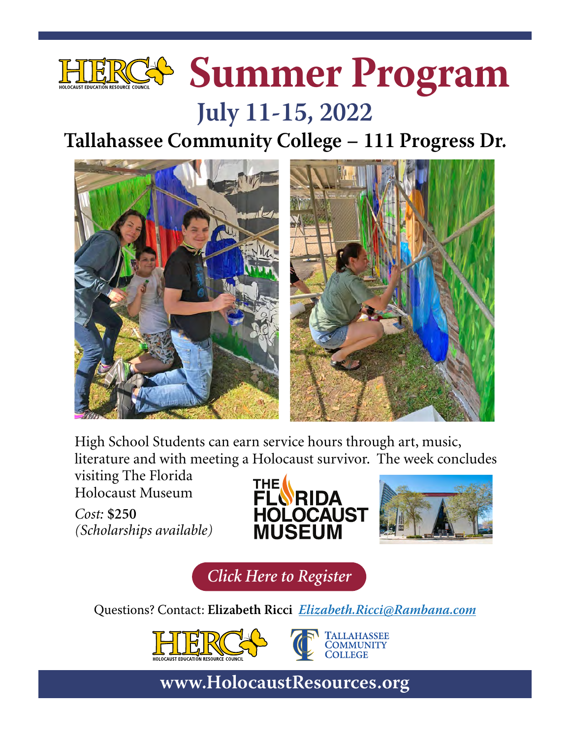# HERC Summer Program

HOLOCAUST EDUCATION RESOURCE COUNCIL

## July 11-15, 2022

### Tallahassee Community College – 111 Progress Dr.

High School Students can earn service hours through art, music, literature and with meeting a Holocaust survivor. The week concludes visiting The Florida Holocaust Museum

*Cost:* **$250**
*(Scholarships available)*

THE FLORIDA HOLOCAUST MUSEUM

*Click Here to Register*

Questions? Contact: **Elizabeth Ricci** ***Elizabeth.Ricci@Rambana.com***

HERC HOLOCAUST EDUCATION RESOURCE COUNCIL

TALLAHASSEE COMMUNITY COLLEGE

**www.HolocaustResources.org**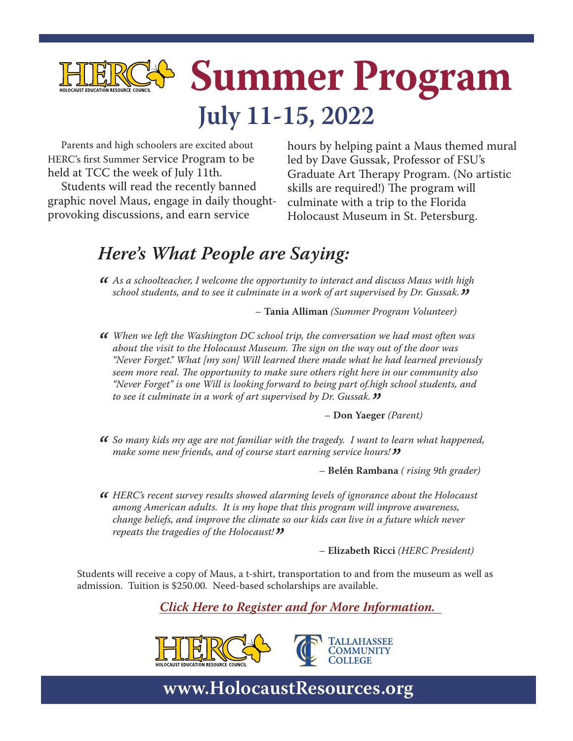# HERC Summer Program

HOLOCAUST EDUCATION RESOURCE COUNCIL

## July 11-15, 2022

Parents and high schoolers are excited about HERC's first Summer Service Program to be held at TCC the week of July 11th.

Students will read the recently banned graphic novel Maus, engage in daily thought-provoking discussions, and earn service hours by helping paint a Maus themed mural led by Dave Gussak, Professor of FSU's Graduate Art Therapy Program. (No artistic skills are required!) The program will culminate with a trip to the Florida Holocaust Museum in St. Petersburg.

## *Here's What People are Saying:*

*"As a schoolteacher, I welcome the opportunity to interact and discuss Maus with high school students, and to see it culminate in a work of art supervised by Dr. Gussak."*

– **Tania Alliman** *(Summer Program Volunteer)*

*"When we left the Washington DC school trip, the conversation we had most often was about the visit to the Holocaust Museum. The sign on the way out of the door was "Never Forget." What [my son] Will learned there made what he had learned previously seem more real. The opportunity to make sure others right here in our community also "Never Forget" is one Will is looking forward to being part of.high school students, and to see it culminate in a work of art supervised by Dr. Gussak."*

– **Don Yaeger** *(Parent)*

*"So many kids my age are not familiar with the tragedy. I want to learn what happened, make some new friends, and of course start earning service hours!"*

– **Belén Rambana** *( rising 9th grader)*

*"HERC's recent survey results showed alarming levels of ignorance about the Holocaust among American adults. It is my hope that this program will improve awareness, change beliefs, and improve the climate so our kids can live in a future which never repeats the tragedies of the Holocaust!"*

– **Elizabeth Ricci** *(HERC President)*

Students will receive a copy of Maus, a t-shirt, transportation to and from the museum as well as admission. Tuition is $250.00. Need-based scholarships are available.

***Click Here to Register and for More Information.***

HERC – HOLOCAUST EDUCATION RESOURCE COUNCIL

Tallahassee Community College

**www.HolocaustResources.org**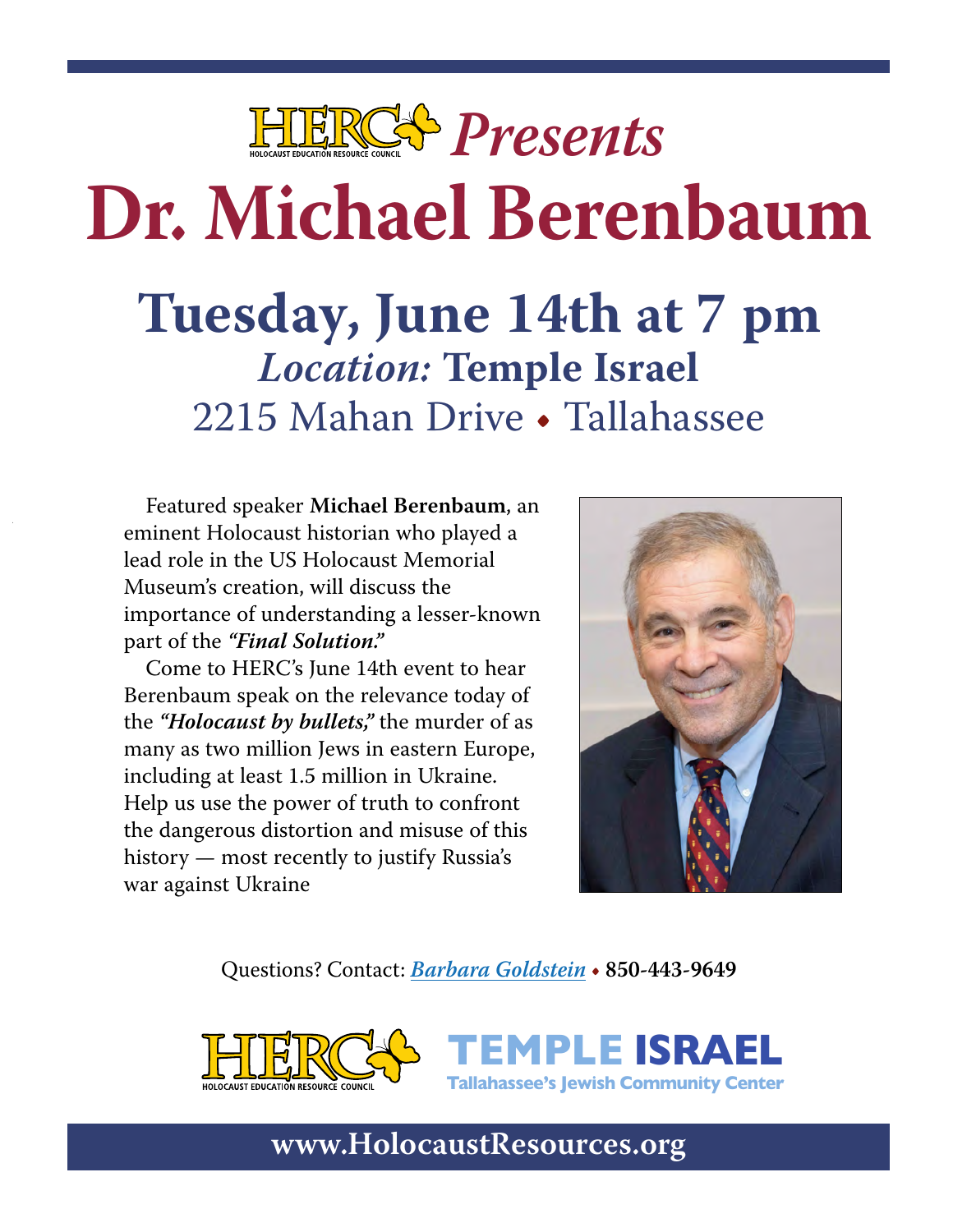HERC (Holocaust Education Resource Council) *Presents*

# Dr. Michael Berenbaum

## Tuesday, June 14th at 7 pm

### *Location:* Temple Israel

2215 Mahan Drive • Tallahassee

Featured speaker **Michael Berenbaum**, an eminent Holocaust historian who played a lead role in the US Holocaust Memorial Museum's creation, will discuss the importance of understanding a lesser-known part of the ***"Final Solution."***

Come to HERC's June 14th event to hear Berenbaum speak on the relevance today of the ***"Holocaust by bullets,"*** the murder of as many as two million Jews in eastern Europe, including at least 1.5 million in Ukraine. Help us use the power of truth to confront the dangerous distortion and misuse of this history — most recently to justify Russia's war against Ukraine

Questions? Contact: *Barbara Goldstein* • **850-443-9649**

HERC — Holocaust Education Resource Council

**TEMPLE ISRAEL**
Tallahassee's Jewish Community Center

**www.HolocaustResources.org**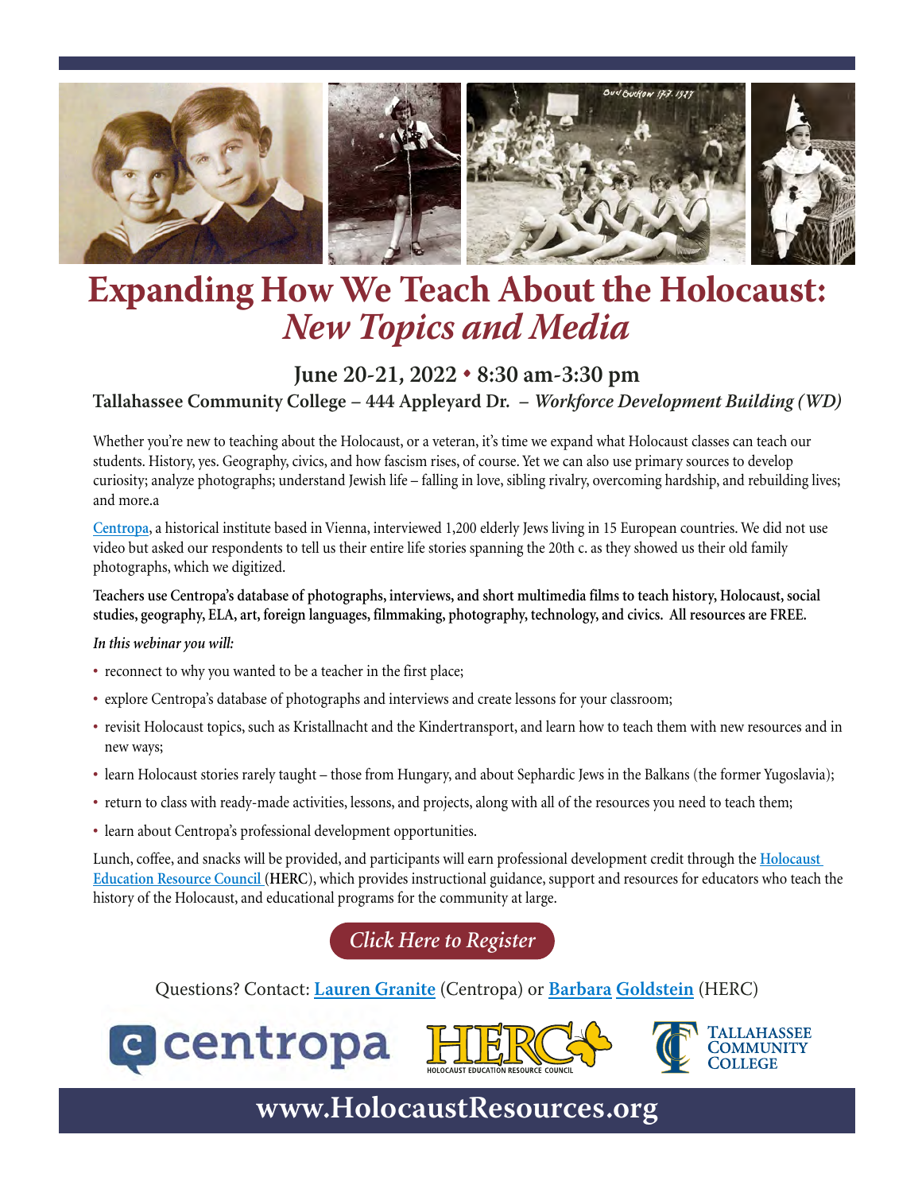# Expanding How We Teach About the Holocaust: *New Topics and Media*

### June 20-21, 2022 • 8:30 am-3:30 pm

**Tallahassee Community College – 444 Appleyard Dr. – *Workforce Development Building (WD)***

Whether you're new to teaching about the Holocaust, or a veteran, it's time we expand what Holocaust classes can teach our students. History, yes. Geography, civics, and how fascism rises, of course. Yet we can also use primary sources to develop curiosity; analyze photographs; understand Jewish life – falling in love, sibling rivalry, overcoming hardship, and rebuilding lives; and more.a

Centropa, a historical institute based in Vienna, interviewed 1,200 elderly Jews living in 15 European countries. We did not use video but asked our respondents to tell us their entire life stories spanning the 20th c. as they showed us their old family photographs, which we digitized.

**Teachers use Centropa's database of photographs, interviews, and short multimedia films to teach history, Holocaust, social studies, geography, ELA, art, foreign languages, filmmaking, photography, technology, and civics. All resources are FREE.**

***In this webinar you will:***

- reconnect to why you wanted to be a teacher in the first place;
- explore Centropa's database of photographs and interviews and create lessons for your classroom;
- revisit Holocaust topics, such as Kristallnacht and the Kindertransport, and learn how to teach them with new resources and in new ways;
- learn Holocaust stories rarely taught – those from Hungary, and about Sephardic Jews in the Balkans (the former Yugoslavia);
- return to class with ready-made activities, lessons, and projects, along with all of the resources you need to teach them;
- learn about Centropa's professional development opportunities.

Lunch, coffee, and snacks will be provided, and participants will earn professional development credit through the Holocaust Education Resource Council (**HERC**), which provides instructional guidance, support and resources for educators who teach the history of the Holocaust, and educational programs for the community at large.

***Click Here to Register***

Questions? Contact: **Lauren Granite** (Centropa) or **Barbara Goldstein** (HERC)

centropa | HERC HOLOCAUST EDUCATION RESOURCE COUNCIL | TALLAHASSEE COMMUNITY COLLEGE

**www.HolocaustResources.org**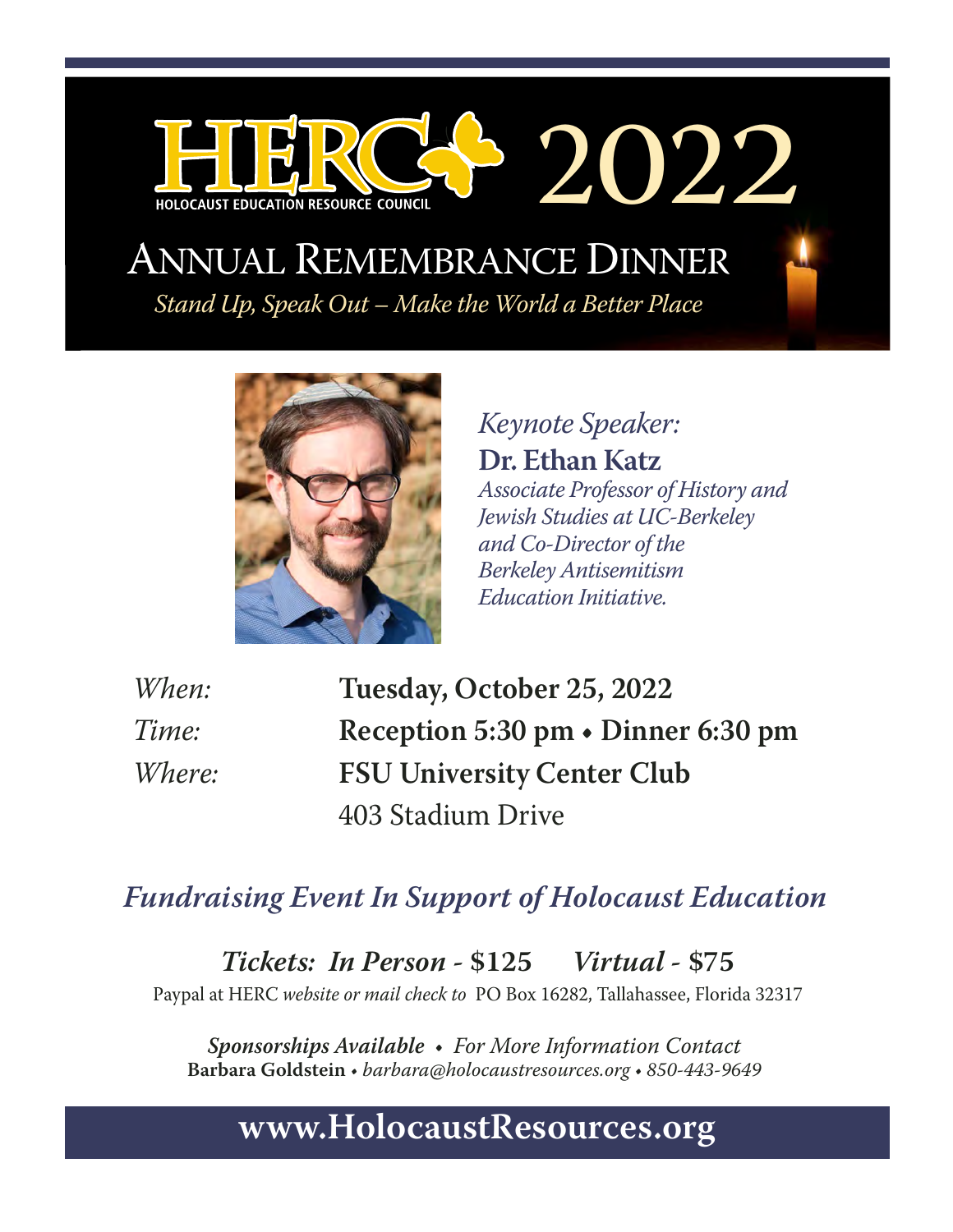# HERC 2022

HOLOCAUST EDUCATION RESOURCE COUNCIL

## Annual Remembrance Dinner

*Stand Up, Speak Out – Make the World a Better Place*

*Keynote Speaker:*

**Dr. Ethan Katz**

*Associate Professor of History and Jewish Studies at UC-Berkeley and Co-Director of the Berkeley Antisemitism Education Initiative.*

*When:* **Tuesday, October 25, 2022**

*Time:* **Reception 5:30 pm • Dinner 6:30 pm**

*Where:* **FSU University Center Club**
403 Stadium Drive

### *Fundraising Event In Support of Holocaust Education*

***Tickets: In Person* - $125** ***Virtual* - $75**

Paypal at HERC *website or mail check to* PO Box 16282, Tallahassee, Florida 32317

***Sponsorships Available*** • *For More Information Contact*
**Barbara Goldstein** • *barbara@holocaustresources.org* • *850-443-9649*

**www.HolocaustResources.org**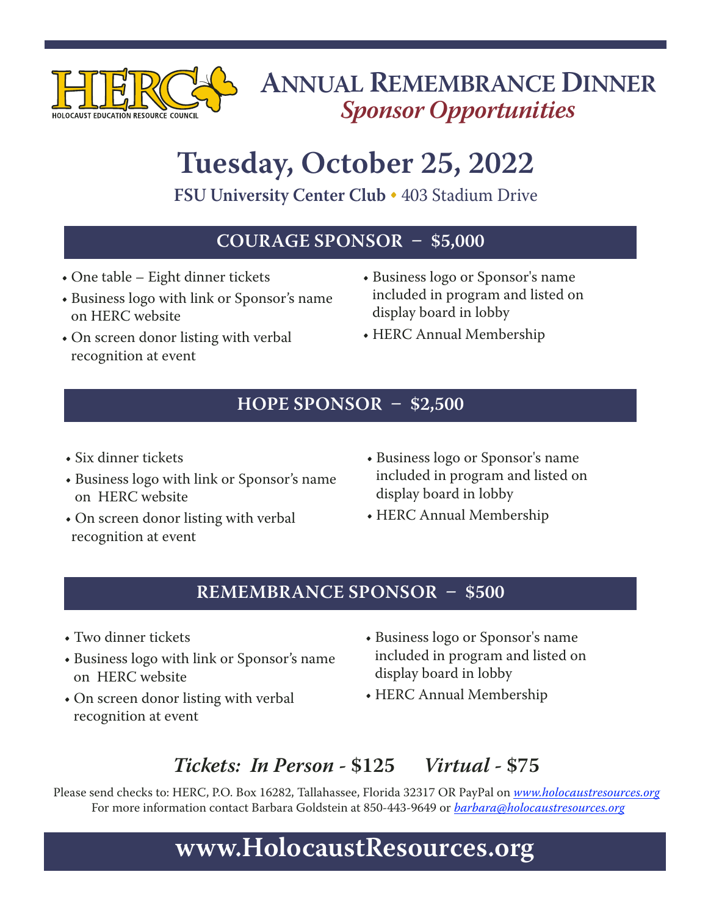HERC
HOLOCAUST EDUCATION RESOURCE COUNCIL

# Annual Remembrance Dinner

*Sponsor Opportunities*

# Tuesday, October 25, 2022

**FSU University Center Club** • 403 Stadium Drive

## COURAGE SPONSOR – $5,000

- One table – Eight dinner tickets
- Business logo with link or Sponsor's name on HERC website
- On screen donor listing with verbal recognition at event
- Business logo or Sponsor's name included in program and listed on display board in lobby
- HERC Annual Membership

## HOPE SPONSOR – $2,500

- Six dinner tickets
- Business logo with link or Sponsor's name on HERC website
- On screen donor listing with verbal recognition at event
- Business logo or Sponsor's name included in program and listed on display board in lobby
- HERC Annual Membership

## REMEMBRANCE SPONSOR – $500

- Two dinner tickets
- Business logo with link or Sponsor's name on HERC website
- On screen donor listing with verbal recognition at event
- Business logo or Sponsor's name included in program and listed on display board in lobby
- HERC Annual Membership

***Tickets: In Person* - $125** ***Virtual* - $75**

Please send checks to: HERC, P.O. Box 16282, Tallahassee, Florida 32317 OR PayPal on *www.holocaustresources.org*
For more information contact Barbara Goldstein at 850-443-9649 or *barbara@holocaustresources.org*

**www.HolocaustResources.org**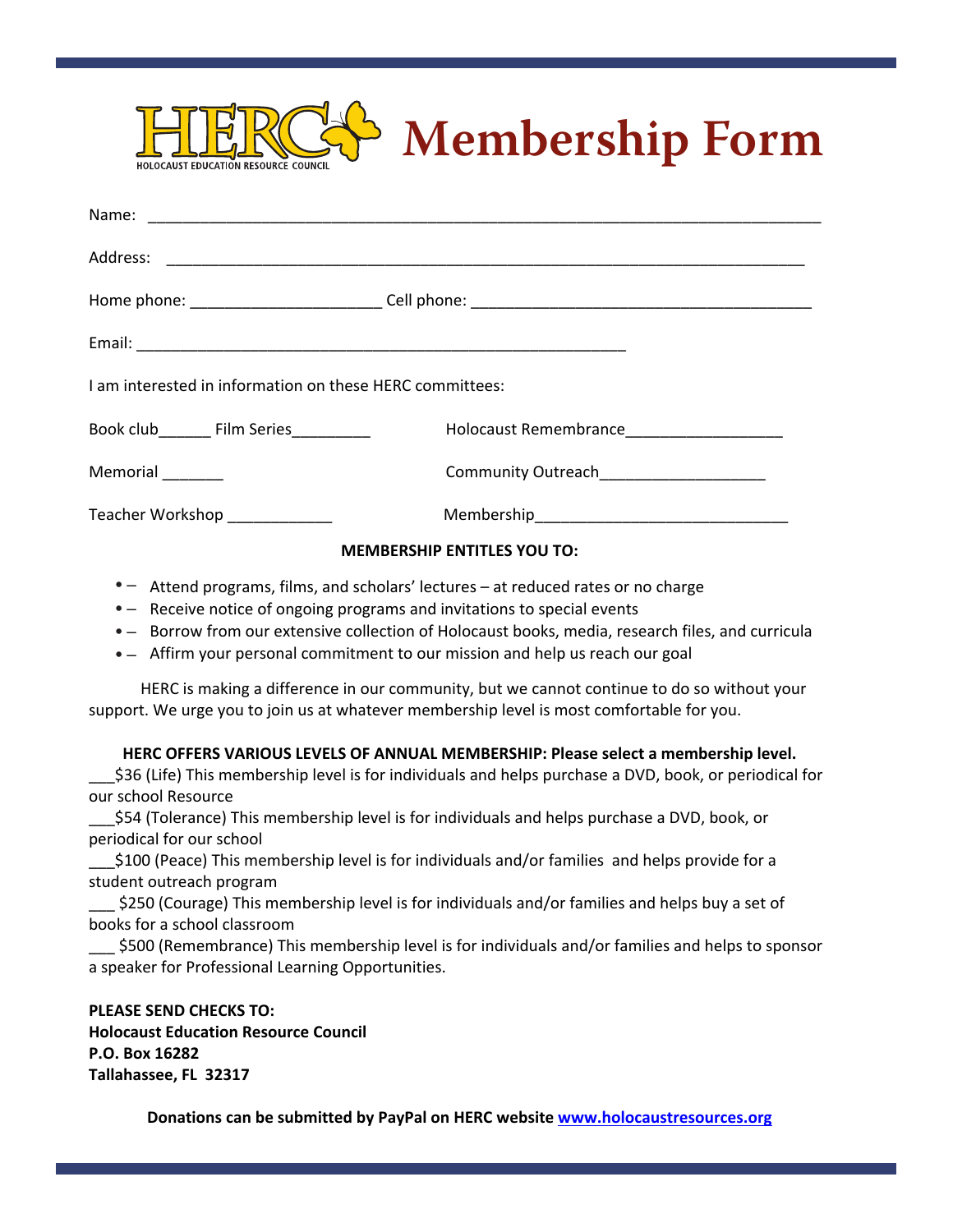# HERC Membership Form

HOLOCAUST EDUCATION RESOURCE COUNCIL

Name: ___________________________________________________________________________

Address: ________________________________________________________________________

Home phone: _____________________ Cell phone: ______________________________________

Email: ______________________________________________________

I am interested in information on these HERC committees:

Book club______ Film Series_________ Holocaust Remembrance__________________

Memorial _______ Community Outreach___________________

Teacher Workshop ____________ Membership_____________________________

**MEMBERSHIP ENTITLES YOU TO:**

- – Attend programs, films, and scholars' lectures – at reduced rates or no charge
- – Receive notice of ongoing programs and invitations to special events
- – Borrow from our extensive collection of Holocaust books, media, research files, and curricula
- – Affirm your personal commitment to our mission and help us reach our goal

HERC is making a difference in our community, but we cannot continue to do so without your support. We urge you to join us at whatever membership level is most comfortable for you.

**HERC OFFERS VARIOUS LEVELS OF ANNUAL MEMBERSHIP: Please select a membership level.**

___$36 (Life) This membership level is for individuals and helps purchase a DVD, book, or periodical for our school Resource

___$54 (Tolerance) This membership level is for individuals and helps purchase a DVD, book, or periodical for our school

___$100 (Peace) This membership level is for individuals and/or families and helps provide for a student outreach program

___ $250 (Courage) This membership level is for individuals and/or families and helps buy a set of books for a school classroom

___ $500 (Remembrance) This membership level is for individuals and/or families and helps to sponsor a speaker for Professional Learning Opportunities.

**PLEASE SEND CHECKS TO:**
**Holocaust Education Resource Council**
**P.O. Box 16282**
**Tallahassee, FL 32317**

**Donations can be submitted by PayPal on HERC website [www.holocaustresources.org](http://www.holocaustresources.org)**